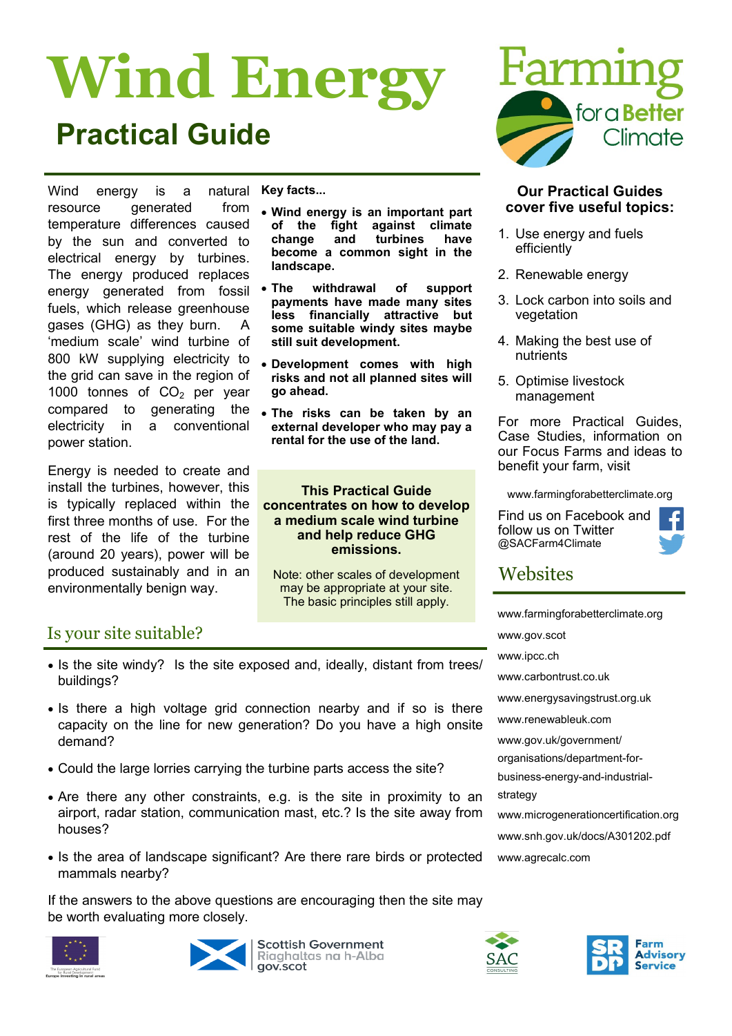# Wind Energy

## Practical Guide

Wind energy is a natural resource generated from temperature differences caused by the sun and converted to electrical energy by turbines. The energy produced replaces energy generated from fossil fuels, which release greenhouse gases (GHG) as they burn. A 'medium scale' wind turbine of 800 kW supplying electricity to the grid can save in the region of 1000 tonnes of $CO_2$ per year compared to generating the electricity in a conventional power station.

Energy is needed to create and install the turbines, however, this is typically replaced within the first three months of use. For the rest of the life of the turbine (around 20 years), power will be produced sustainably and in an environmentally benign way.

**Key facts...**

- **Wind energy is an important part of the fight against climate change and turbines have become a common sight in the landscape.**
- **The withdrawal of support payments have made many sites less financially attractive but some suitable windy sites maybe still suit development.**
- **Development comes with high risks and not all planned sites will go ahead.**
- **The risks can be taken by an external developer who may pay a rental for the use of the land.**

**This Practical Guide concentrates on how to develop a medium scale wind turbine and help reduce GHG emissions.**

Note: other scales of development may be appropriate at your site. The basic principles still apply.

## Is your site suitable?

- Is the site windy? Is the site exposed and, ideally, distant from trees/ buildings?
- Is there a high voltage grid connection nearby and if so is there capacity on the line for new generation? Do you have a high onsite demand?
- Could the large lorries carrying the turbine parts access the site?
- Are there any other constraints, e.g. is the site in proximity to an airport, radar station, communication mast, etc.? Is the site away from houses?
- Is the area of landscape significant? Are there rare birds or protected mammals nearby?

If the answers to the above questions are encouraging then the site may be worth evaluating more closely.

Farming for a Better Climate

### Our Practical Guides cover five useful topics:

1. Use energy and fuels efficiently
2. Renewable energy
3. Lock carbon into soils and vegetation
4. Making the best use of nutrients
5. Optimise livestock management

For more Practical Guides, Case Studies, information on our Focus Farms and ideas to benefit your farm, visit

www.farmingforabetterclimate.org

Find us on Facebook and follow us on Twitter @SACFarm4Climate

## Websites

www.farmingforabetterclimate.org

www.gov.scot

www.ipcc.ch

www.carbontrust.co.uk

www.energysavingstrust.org.uk

www.renewableuk.com

www.gov.uk/government/organisations/department-for-business-energy-and-industrial-strategy

www.microgenerationcertification.org

www.snh.gov.uk/docs/A301202.pdf

www.agrecalc.com

The European Agricultural Fund for Rural Development: Europe investing in rural areas

Scottish Government
Riaghaltas na h-Alba
gov.scot

SAC Consulting

SRDP Farm Advisory Service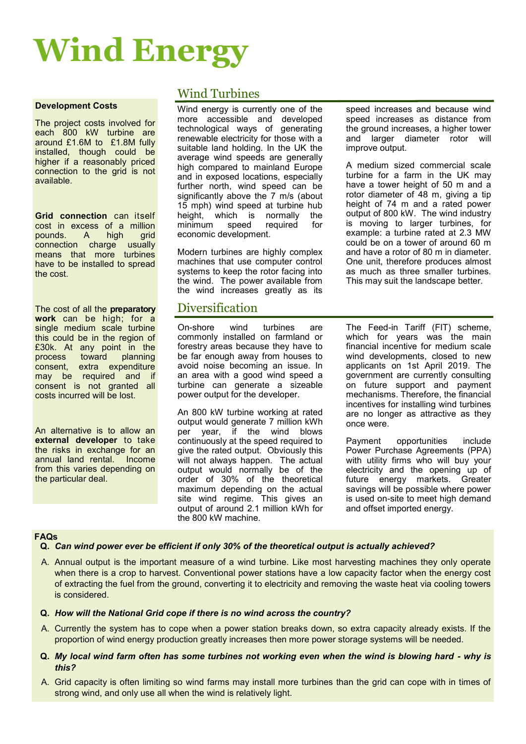# Wind Energy

## Development Costs

The project costs involved for each 800 kW turbine are around £1.6M to £1.8M fully installed, though could be higher if a reasonably priced connection to the grid is not available.

**Grid connection** can itself cost in excess of a million pounds. A high grid connection charge usually means that more turbines have to be installed to spread the cost.

The cost of all the **preparatory work** can be high; for a single medium scale turbine this could be in the region of £30k. At any point in the process toward planning consent, extra expenditure may be required and if consent is not granted all costs incurred will be lost.

An alternative is to allow an **external developer** to take the risks in exchange for an annual land rental. Income from this varies depending on the particular deal.

## Wind Turbines

Wind energy is currently one of the more accessible and developed technological ways of generating renewable electricity for those with a suitable land holding. In the UK the average wind speeds are generally high compared to mainland Europe and in exposed locations, especially further north, wind speed can be significantly above the 7 m/s (about 15 mph) wind speed at turbine hub height, which is normally the minimum speed required for economic development.

Modern turbines are highly complex machines that use computer control systems to keep the rotor facing into the wind. The power available from the wind increases greatly as its speed increases and because wind speed increases as distance from the ground increases, a higher tower and larger diameter rotor will improve output.

A medium sized commercial scale turbine for a farm in the UK may have a tower height of 50 m and a rotor diameter of 48 m, giving a tip height of 74 m and a rated power output of 800 kW. The wind industry is moving to larger turbines, for example: a turbine rated at 2.3 MW could be on a tower of around 60 m and have a rotor of 80 m in diameter. One unit, therefore produces almost as much as three smaller turbines. This may suit the landscape better.

## Diversification

On-shore wind turbines are commonly installed on farmland or forestry areas because they have to be far enough away from houses to avoid noise becoming an issue. In an area with a good wind speed a turbine can generate a sizeable power output for the developer.

An 800 kW turbine working at rated output would generate 7 million kWh per year, if the wind blows continuously at the speed required to give the rated output. Obviously this will not always happen. The actual output would normally be of the order of 30% of the theoretical maximum depending on the actual site wind regime. This gives an output of around 2.1 million kWh for the 800 kW machine.

The Feed-in Tariff (FIT) scheme, which for years was the main financial incentive for medium scale wind developments, closed to new applicants on 1st April 2019. The government are currently consulting on future support and payment mechanisms. Therefore, the financial incentives for installing wind turbines are no longer as attractive as they once were.

Payment opportunities include Power Purchase Agreements (PPA) with utility firms who will buy your electricity and the opening up of future energy markets. Greater savings will be possible where power is used on-site to meet high demand and offset imported energy.

## FAQs

**Q. *Can wind power ever be efficient if only 30% of the theoretical output is actually achieved?***

A. Annual output is the important measure of a wind turbine. Like most harvesting machines they only operate when there is a crop to harvest. Conventional power stations have a low capacity factor when the energy cost of extracting the fuel from the ground, converting it to electricity and removing the waste heat via cooling towers is considered.

**Q. *How will the National Grid cope if there is no wind across the country?***

A. Currently the system has to cope when a power station breaks down, so extra capacity already exists. If the proportion of wind energy production greatly increases then more power storage systems will be needed.

**Q. *My local wind farm often has some turbines not working even when the wind is blowing hard - why is this?***

A. Grid capacity is often limiting so wind farms may install more turbines than the grid can cope with in times of strong wind, and only use all when the wind is relatively light.